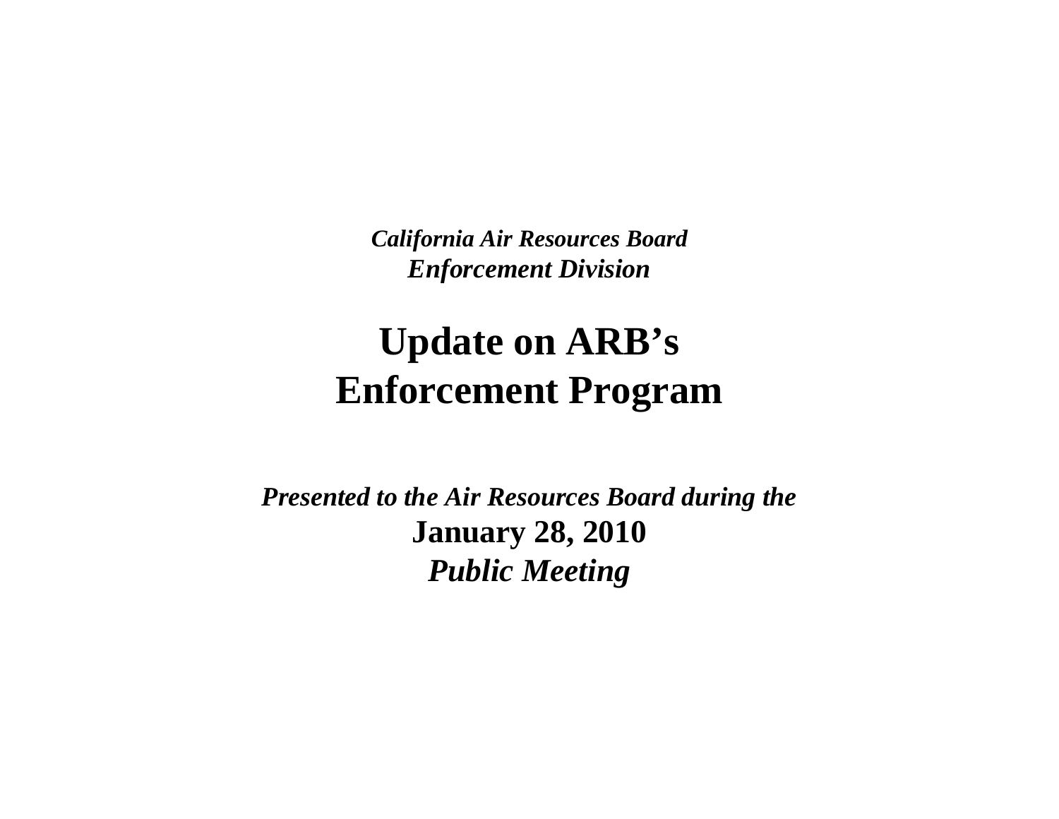***California Air Resources Board***
***Enforcement Division***

# Update on ARB's Enforcement Program

***Presented to the Air Resources Board during the***
**January 28, 2010**
***Public Meeting***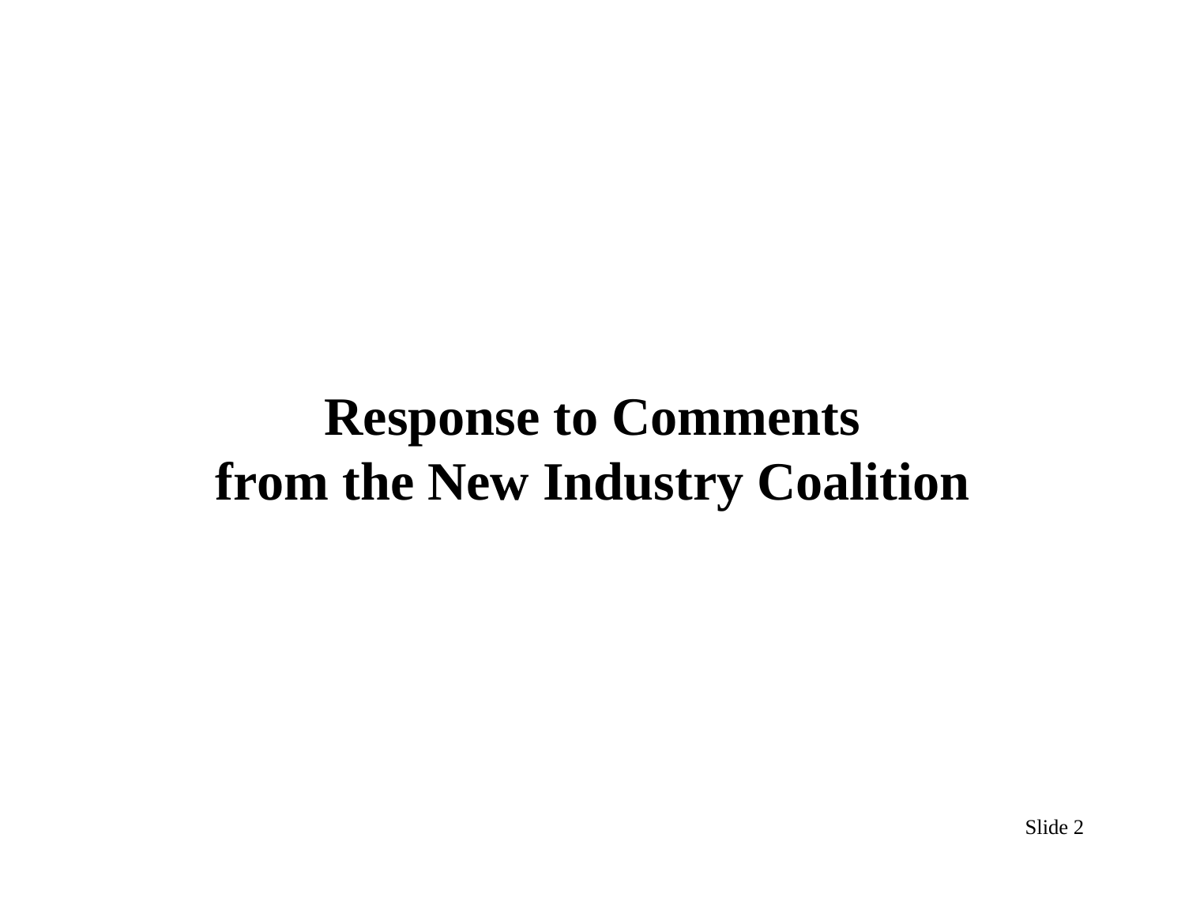# Response to Comments from the New Industry Coalition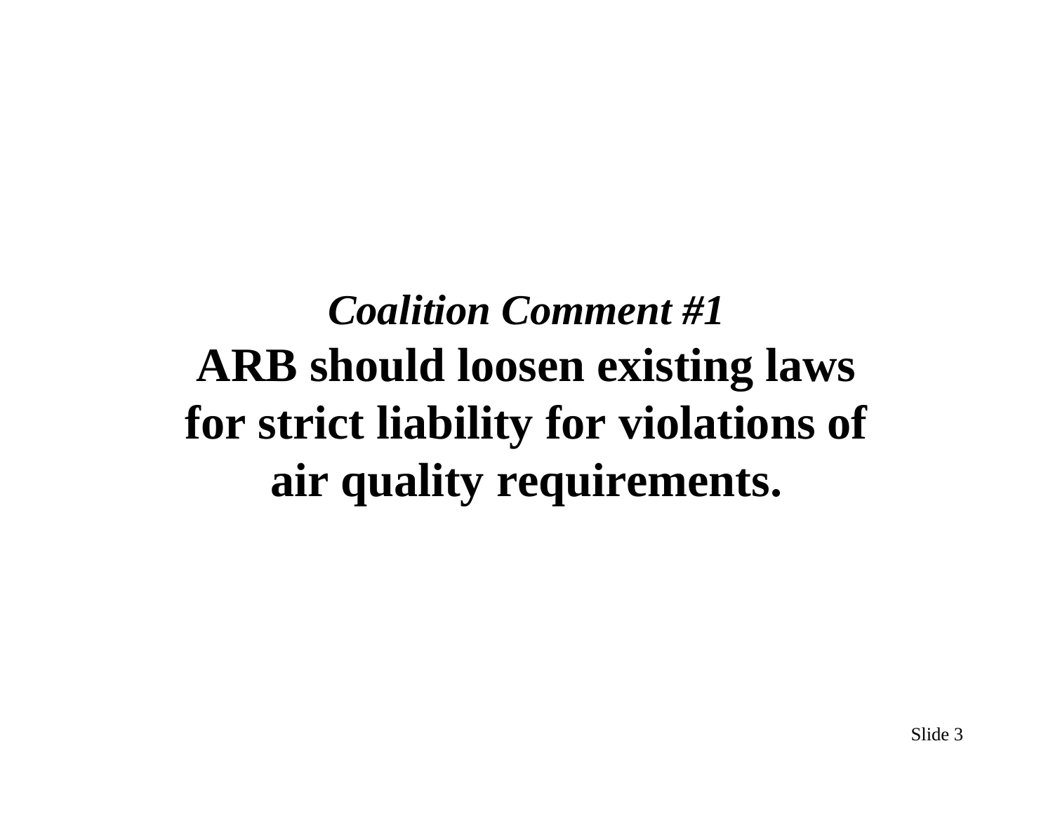*Coalition Comment #1*

**ARB should loosen existing laws for strict liability for violations of air quality requirements.**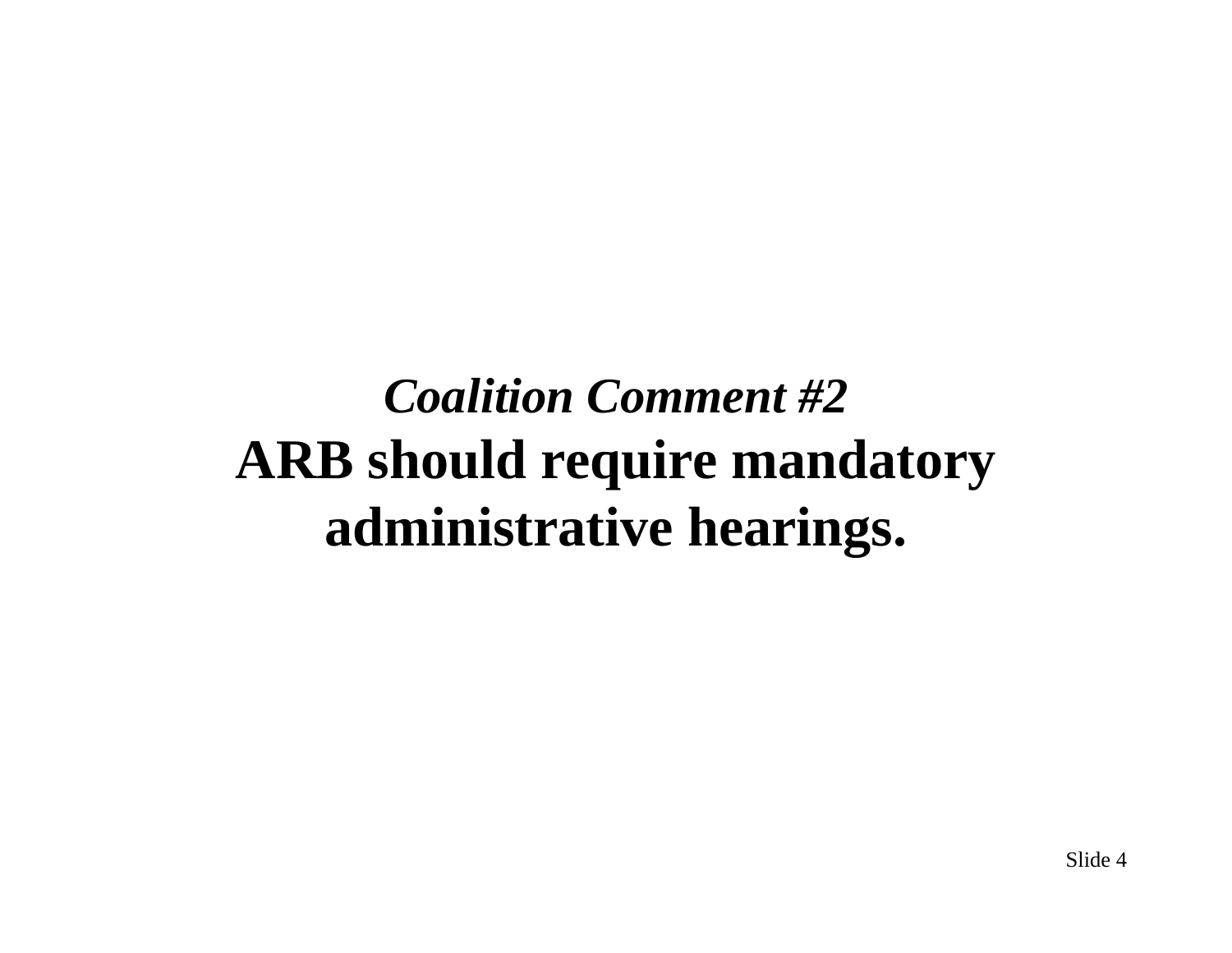***Coalition Comment #2***

**ARB should require mandatory administrative hearings.**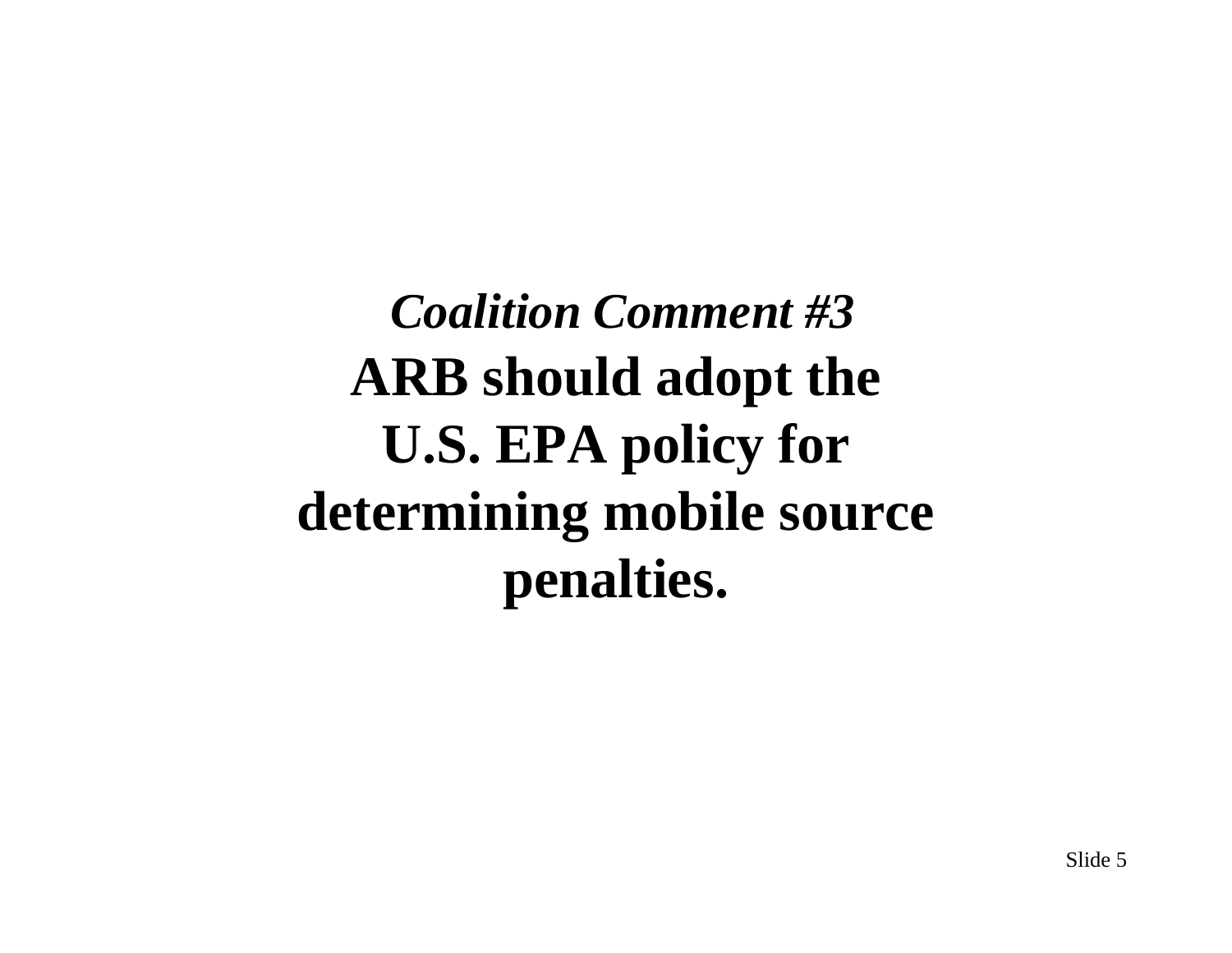***Coalition Comment #3***

**ARB should adopt the U.S. EPA policy for determining mobile source penalties.**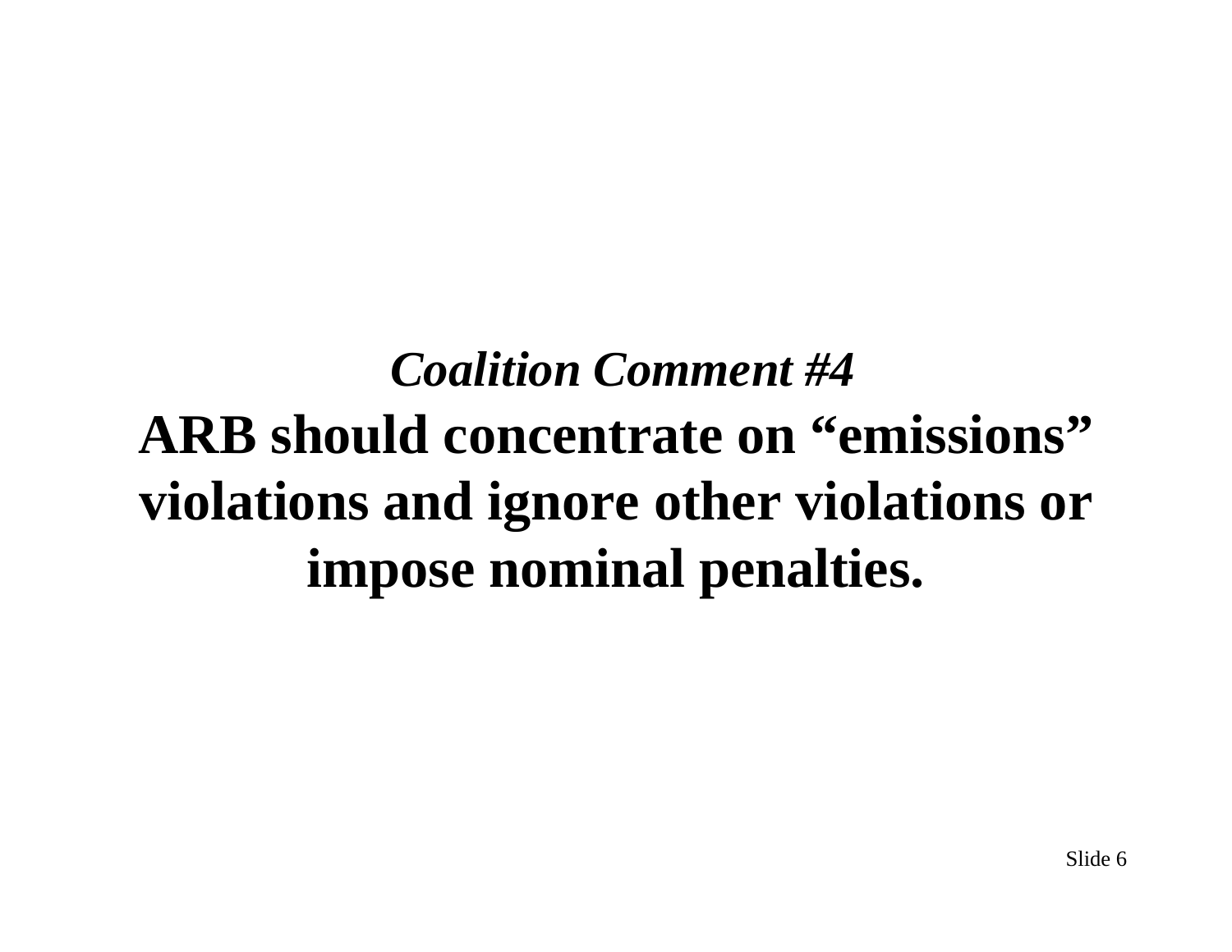***Coalition Comment #4***

**ARB should concentrate on “emissions” violations and ignore other violations or impose nominal penalties.**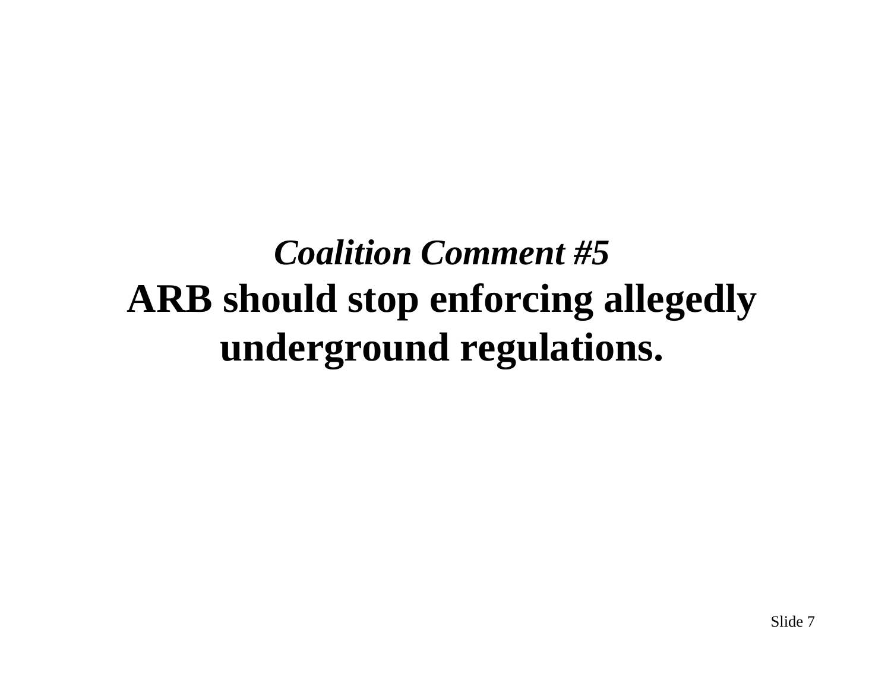# *Coalition Comment #5*
# ARB should stop enforcing allegedly underground regulations.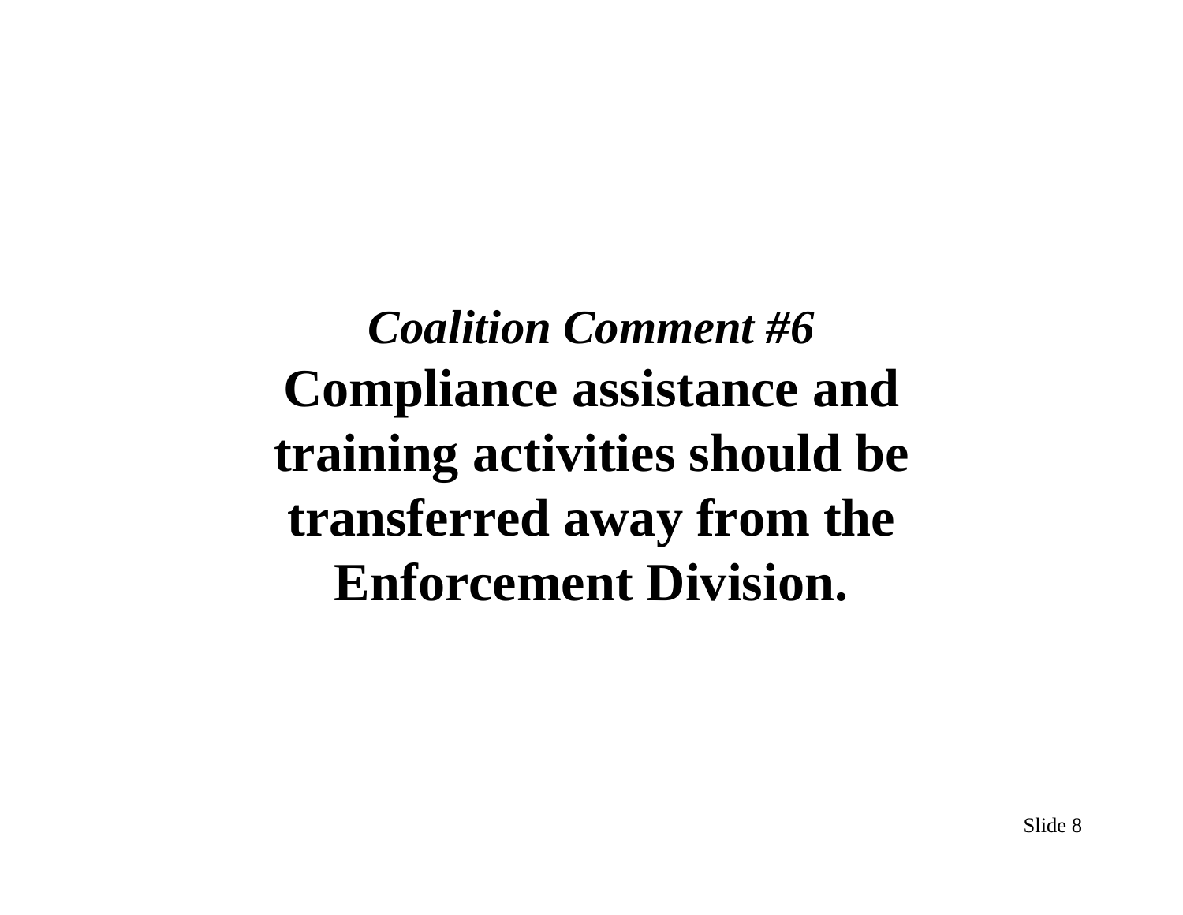***Coalition Comment #6***

**Compliance assistance and training activities should be transferred away from the Enforcement Division.**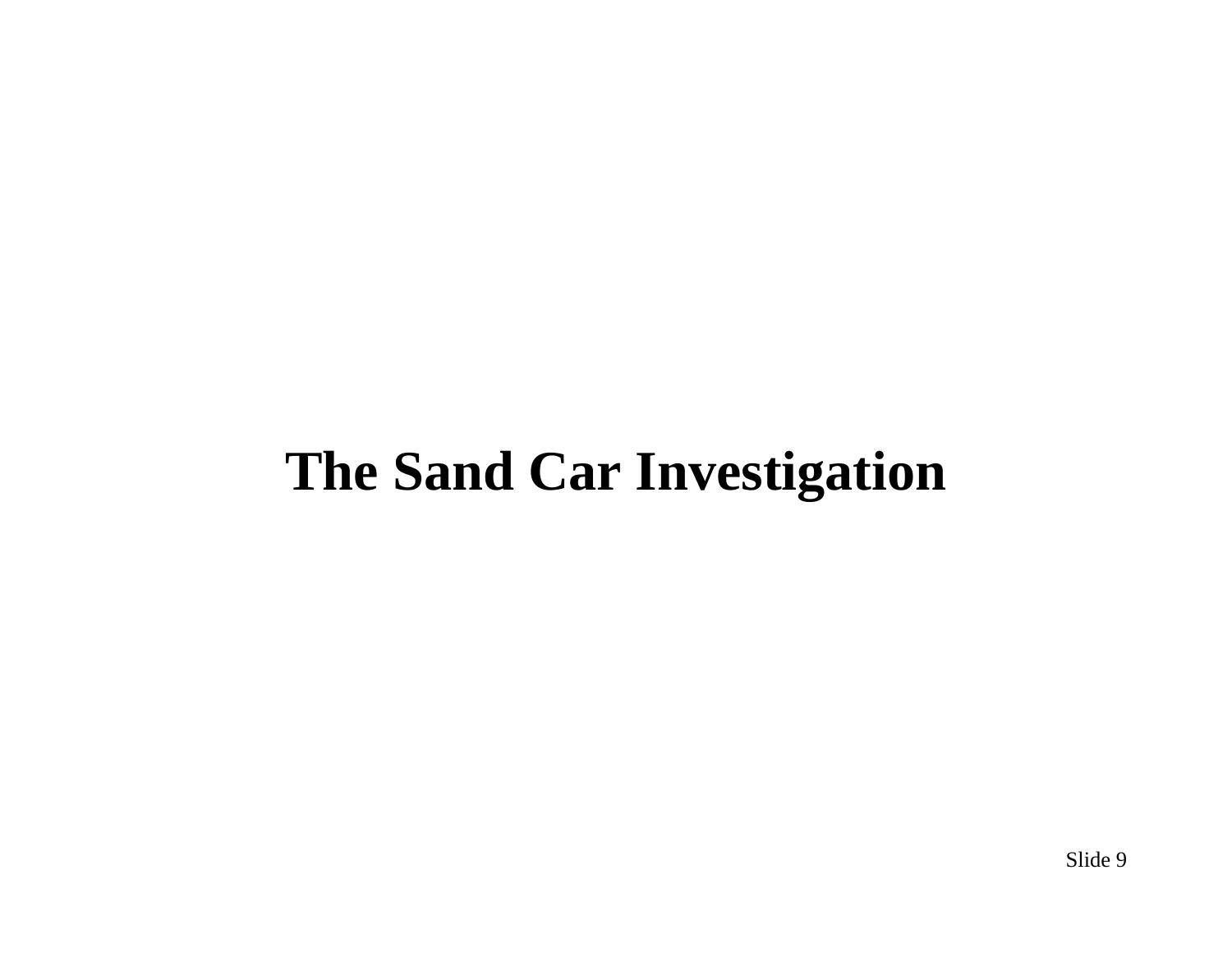# The Sand Car Investigation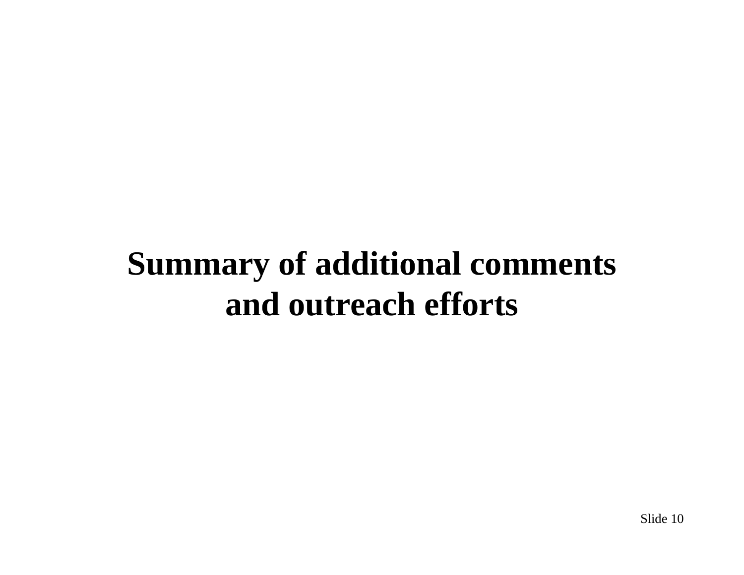# Summary of additional comments and outreach efforts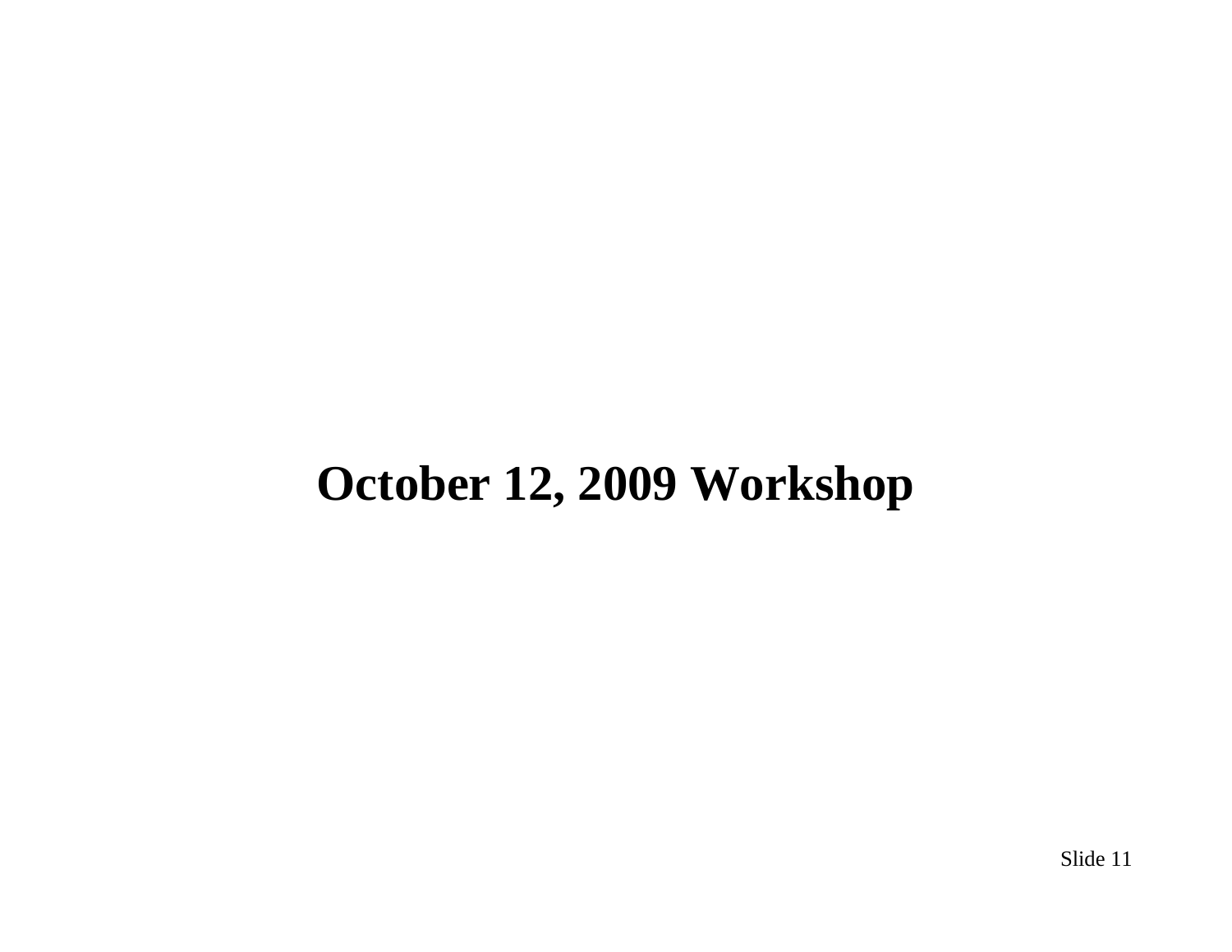# October 12, 2009 Workshop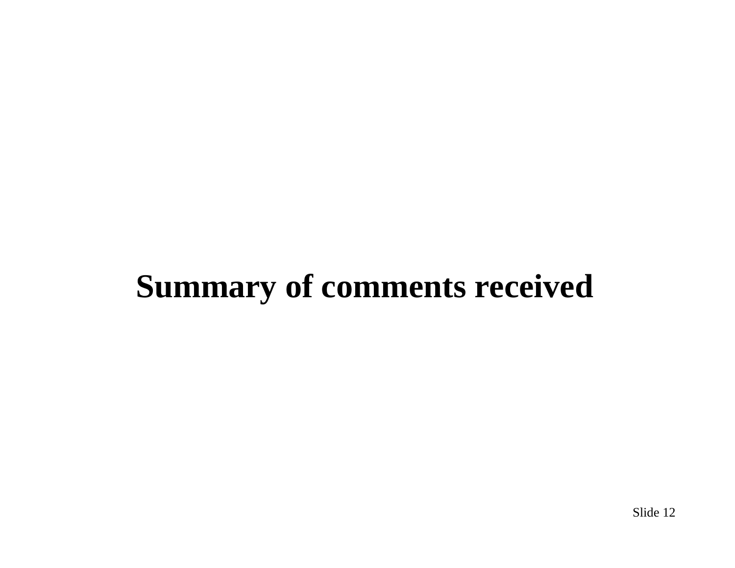# Summary of comments received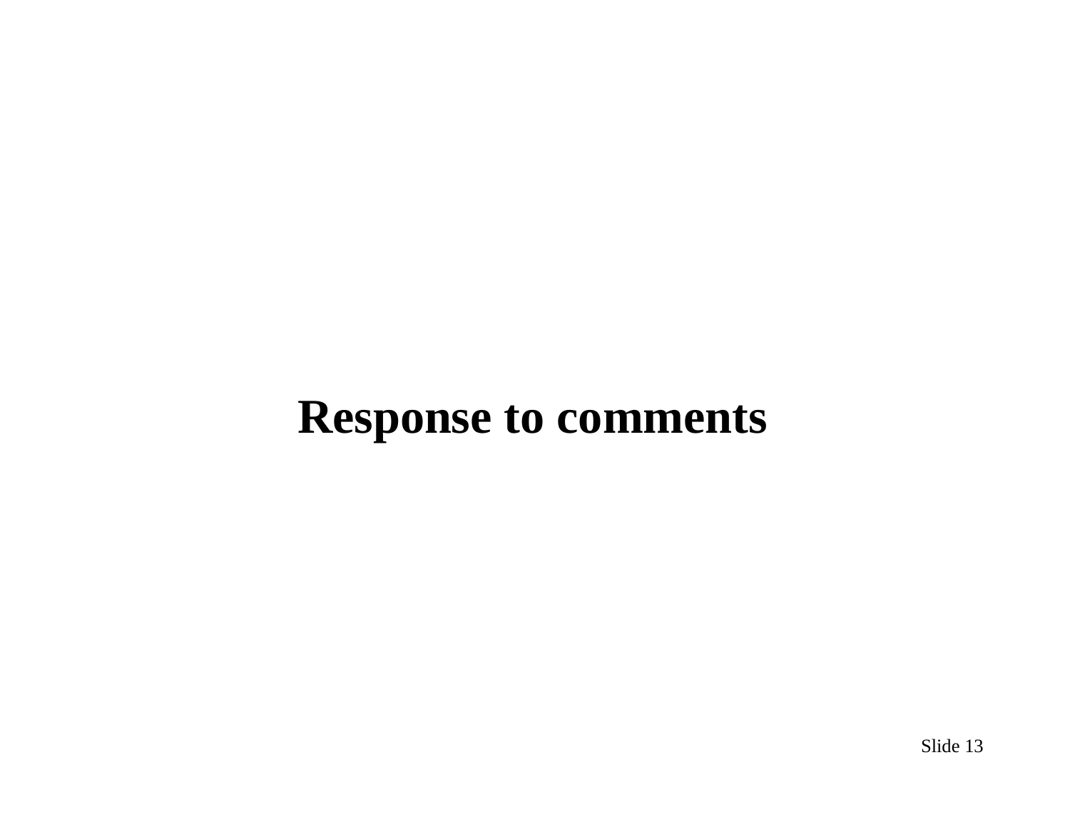# Response to comments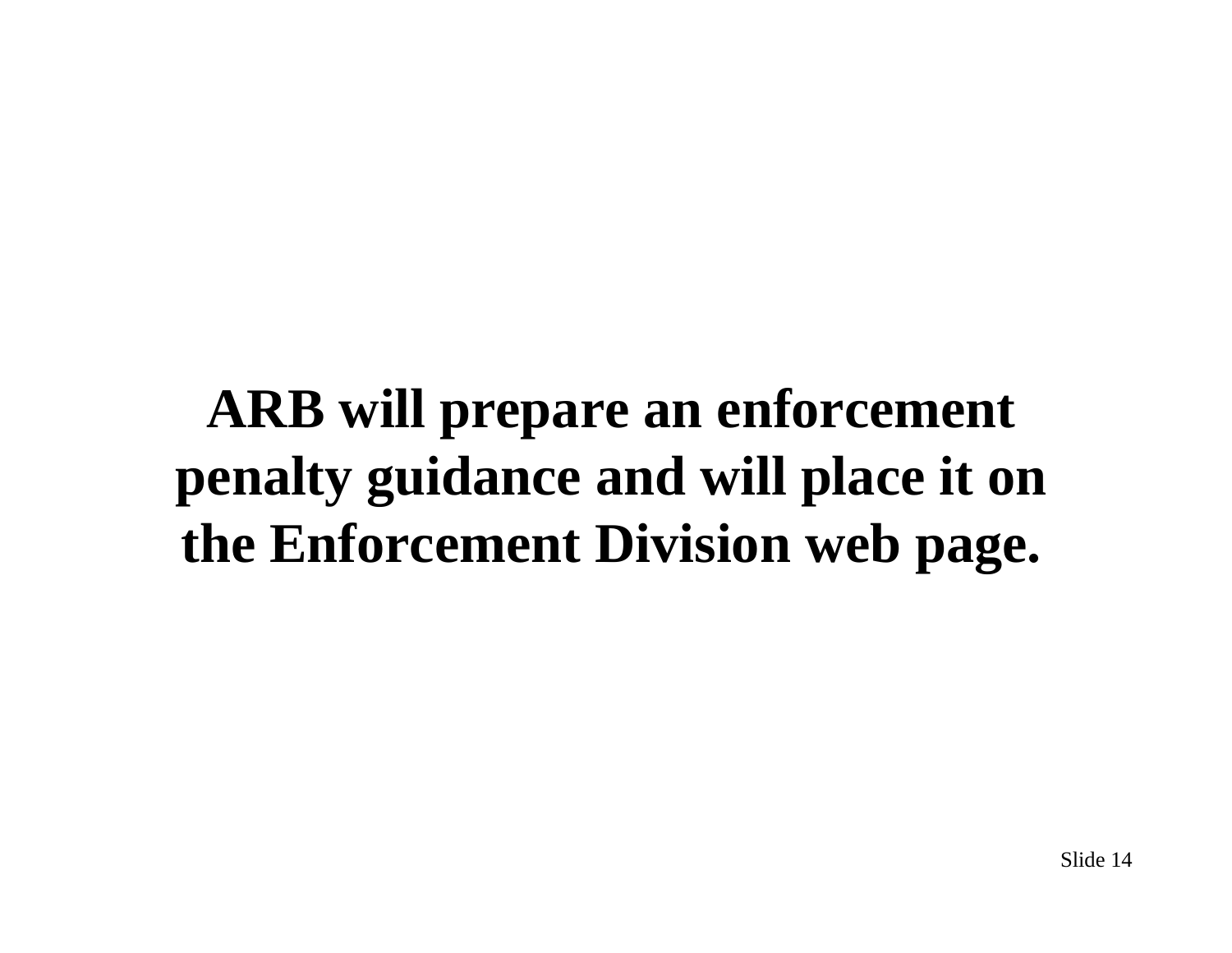**ARB will prepare an enforcement penalty guidance and will place it on the Enforcement Division web page.**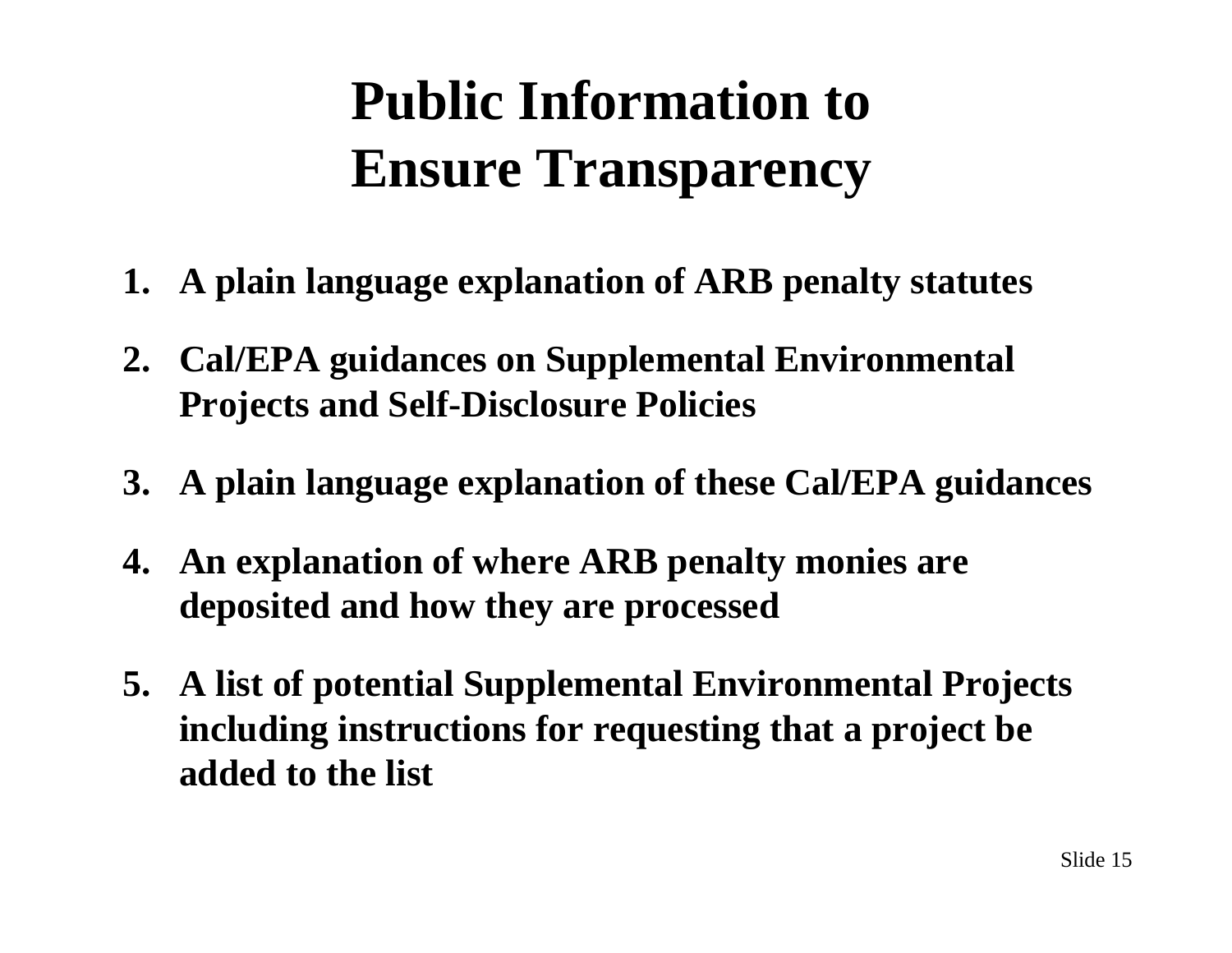# Public Information to Ensure Transparency

1. **A plain language explanation of ARB penalty statutes**
2. **Cal/EPA guidances on Supplemental Environmental Projects and Self-Disclosure Policies**
3. **A plain language explanation of these Cal/EPA guidances**
4. **An explanation of where ARB penalty monies are deposited and how they are processed**
5. **A list of potential Supplemental Environmental Projects including instructions for requesting that a project be added to the list**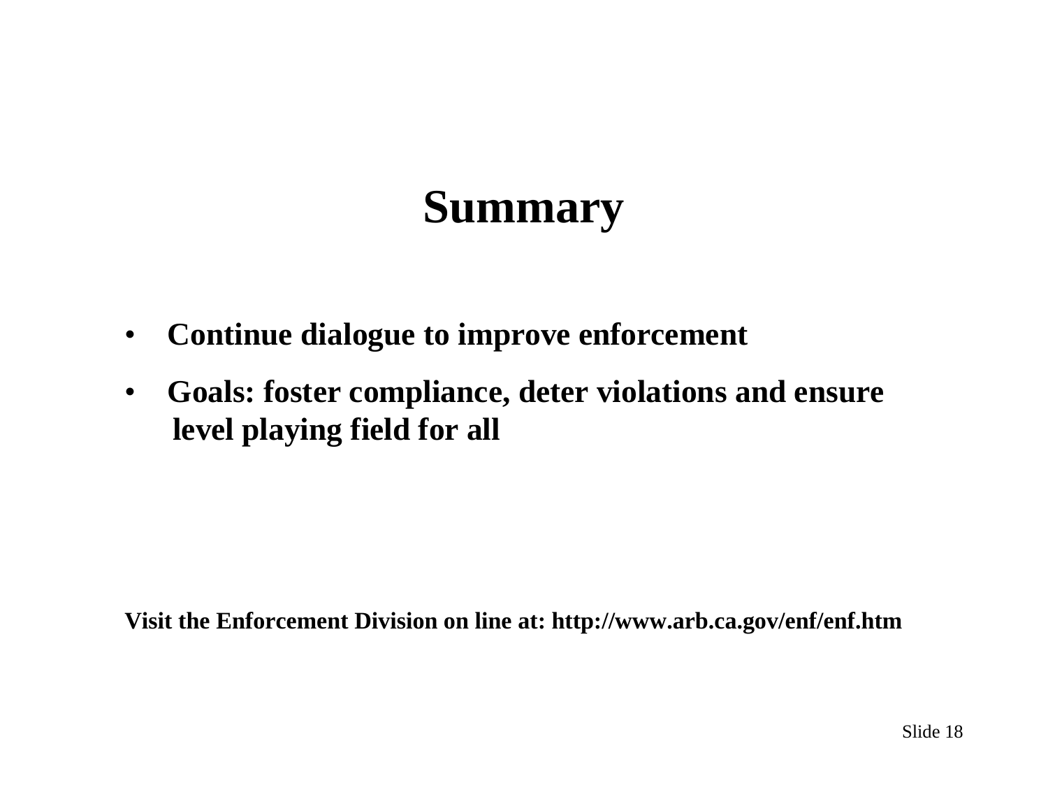# Summary

- **Continue dialogue to improve enforcement**
- **Goals: foster compliance, deter violations and ensure level playing field for all**

**Visit the Enforcement Division on line at: http://www.arb.ca.gov/enf/enf.htm**